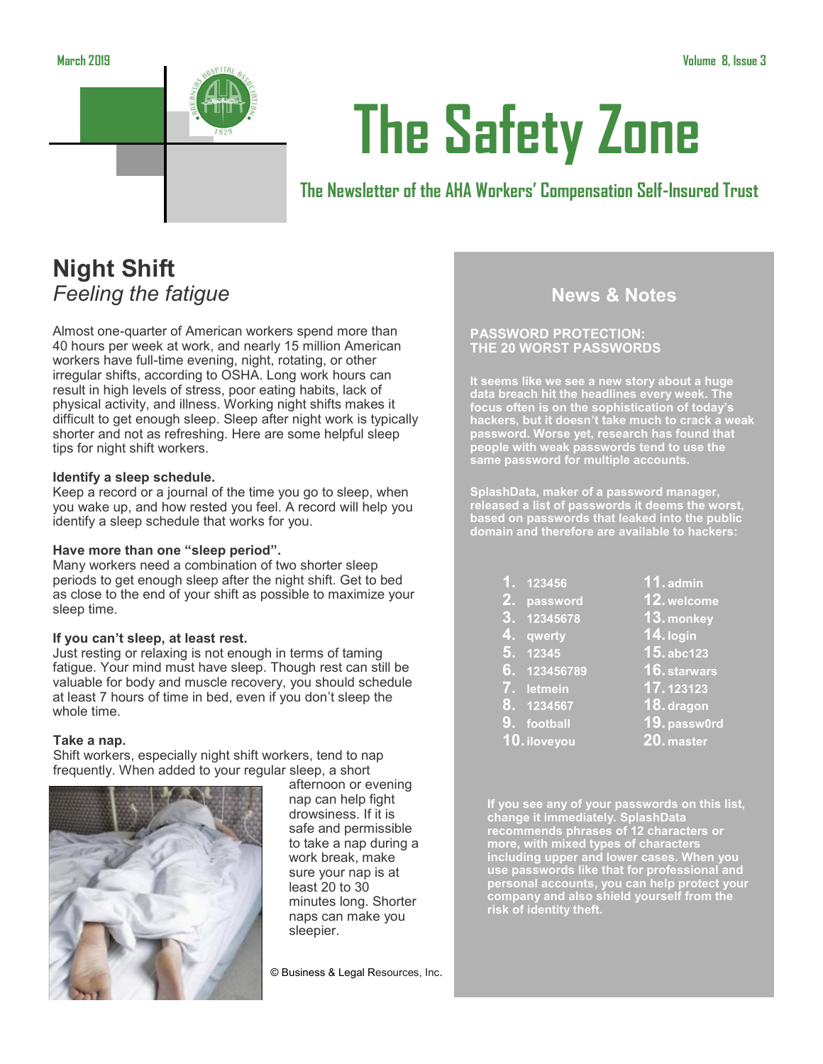# The Safety Zone

## The Newsletter of the AHA Workers' Compensation Self-Insured Trust

March 2019

## Night Shift

*Feeling the fatigue*

Almost one-quarter of American workers spend more than 40 hours per week at work, and nearly 15 million American workers have full-time evening, night, rotating, or other irregular shifts, according to OSHA. Long work hours can result in high levels of stress, poor eating habits, lack of physical activity, and illness. Working night shifts makes it difficult to get enough sleep. Sleep after night work is typically shorter and not as refreshing. Here are some helpful sleep tips for night shift workers.

**Identify a sleep schedule.**
Keep a record or a journal of the time you go to sleep, when you wake up, and how rested you feel. A record will help you identify a sleep schedule that works for you.

**Have more than one "sleep period".**
Many workers need a combination of two shorter sleep periods to get enough sleep after the night shift. Get to bed as close to the end of your shift as possible to maximize your sleep time.

**If you can't sleep, at least rest.**
Just resting or relaxing is not enough in terms of taming fatigue. Your mind must have sleep. Though rest can still be valuable for body and muscle recovery, you should schedule at least 7 hours of time in bed, even if you don't sleep the whole time.

**Take a nap.**
Shift workers, especially night shift workers, tend to nap frequently. When added to your regular sleep, a short afternoon or evening nap can help fight drowsiness. If it is safe and permissible to take a nap during a work break, make sure your nap is at least 20 to 30 minutes long. Shorter naps can make you sleepier.

© Business & Legal Resources, Inc.

## News & Notes

**PASSWORD PROTECTION: THE 20 WORST PASSWORDS**

It seems like we see a new story about a huge data breach hit the headlines every week. The focus often is on the sophistication of today's hackers, but it doesn't take much to crack a weak password. Worse yet, research has found that people with weak passwords tend to use the same password for multiple accounts.

SplashData, maker of a password manager, released a list of passwords it deems the worst, based on passwords that leaked into the public domain and therefore are available to hackers:

1. 123456
2. password
3. 12345678
4. qwerty
5. 12345
6. 123456789
7. letmein
8. 1234567
9. football
10. iloveyou
11. admin
12. welcome
13. monkey
14. login
15. abc123
16. starwars
17. 123123
18. dragon
19. passw0rd
20. master

If you see any of your passwords on this list, change it immediately. SplashData recommends phrases of 12 characters or more, with mixed types of characters including upper and lower cases. When you use passwords like that for professional and personal accounts, you can help protect your company and also shield yourself from the risk of identity theft.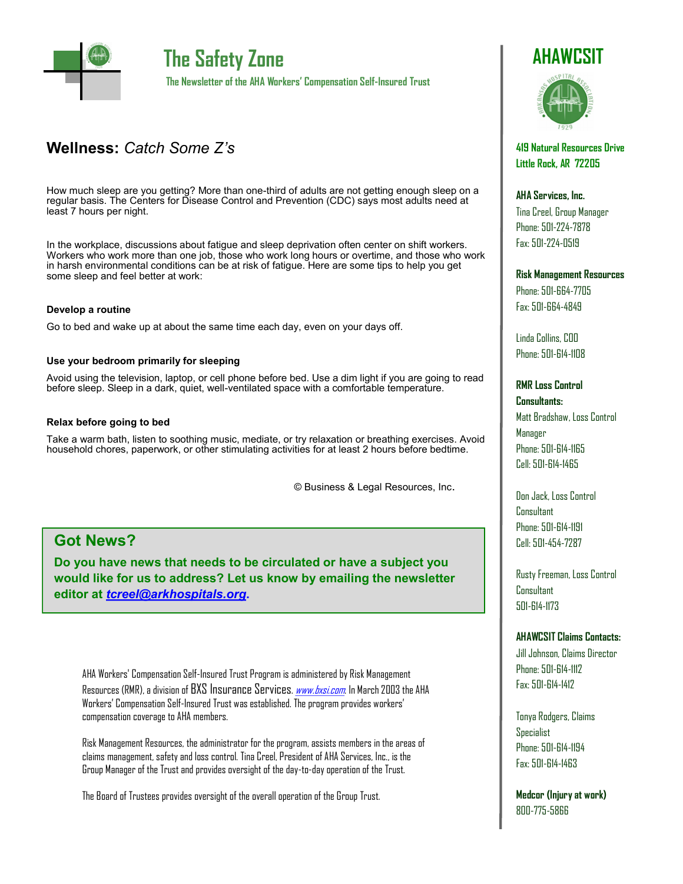# The Safety Zone

The Newsletter of the AHA Workers' Compensation Self-Insured Trust

## Wellness: *Catch Some Z's*

How much sleep are you getting? More than one-third of adults are not getting enough sleep on a regular basis. The Centers for Disease Control and Prevention (CDC) says most adults need at least 7 hours per night.

In the workplace, discussions about fatigue and sleep deprivation often center on shift workers. Workers who work more than one job, those who work long hours or overtime, and those who work in harsh environmental conditions can be at risk of fatigue. Here are some tips to help you get some sleep and feel better at work:

**Develop a routine**

Go to bed and wake up at about the same time each day, even on your days off.

**Use your bedroom primarily for sleeping**

Avoid using the television, laptop, or cell phone before bed. Use a dim light if you are going to read before sleep. Sleep in a dark, quiet, well-ventilated space with a comfortable temperature.

**Relax before going to bed**

Take a warm bath, listen to soothing music, mediate, or try relaxation or breathing exercises. Avoid household chores, paperwork, or other stimulating activities for at least 2 hours before bedtime.

© Business & Legal Resources, Inc.

## Got News?

**Do you have news that needs to be circulated or have a subject you would like for us to address? Let us know by emailing the newsletter editor at *tcreel@arkhospitals.org*.**

AHA Workers' Compensation Self-Insured Trust Program is administered by Risk Management Resources (RMR), a division of BXS Insurance Services. www.bxsi.com. In March 2003 the AHA Workers' Compensation Self-Insured Trust was established. The program provides workers' compensation coverage to AHA members.

Risk Management Resources, the administrator for the program, assists members in the areas of claims management, safety and loss control. Tina Creel, President of AHA Services, Inc., is the Group Manager of the Trust and provides oversight of the day-to-day operation of the Trust.

The Board of Trustees provides oversight of the overall operation of the Group Trust.

## AHAWCSIT

**419 Natural Resources Drive**
**Little Rock, AR 72205**

**AHA Services, Inc.**
Tina Creel, Group Manager
Phone: 501-224-7878
Fax: 501-224-0519

**Risk Management Resources**
Phone: 501-664-7705
Fax: 501-664-4849

Linda Collins, COO
Phone: 501-614-1108

**RMR Loss Control Consultants:**
Matt Bradshaw, Loss Control Manager
Phone: 501-614-1165
Cell: 501-614-1465

Don Jack, Loss Control Consultant
Phone: 501-614-1191
Cell: 501-454-7287

Rusty Freeman, Loss Control Consultant
501-614-1173

**AHAWCSIT Claims Contacts:**
Jill Johnson, Claims Director
Phone: 501-614-1112
Fax: 501-614-1412

Tonya Rodgers, Claims Specialist
Phone: 501-614-1194
Fax: 501-614-1463

**Medcor (Injury at work)**
800-775-5866